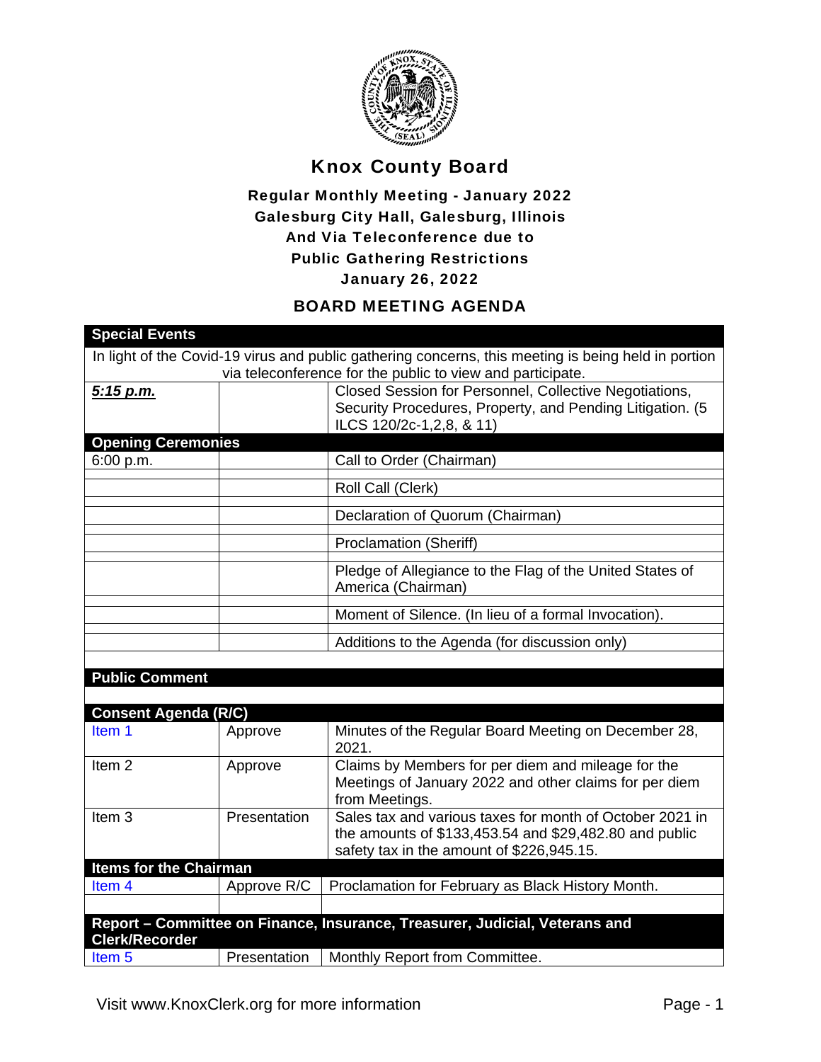# Knox County Board

### Regular Monthly Meeting - January 2022
### Galesburg City Hall, Galesburg, Illinois
### And Via Teleconference due to
### Public Gathering Restrictions
### January 26, 2022

## BOARD MEETING AGENDA

| **Special Events** | | |
|---|---|---|
| In light of the Covid-19 virus and public gathering concerns, this meeting is being held in portion via teleconference for the public to view and participate. | | |
| ***5:15 p.m.*** | | Closed Session for Personnel, Collective Negotiations, Security Procedures, Property, and Pending Litigation. (5 ILCS 120/2c-1,2,8, & 11) |
| **Opening Ceremonies** | | |
| 6:00 p.m. | | Call to Order (Chairman) |
| | | Roll Call (Clerk) |
| | | Declaration of Quorum (Chairman) |
| | | Proclamation (Sheriff) |
| | | Pledge of Allegiance to the Flag of the United States of America (Chairman) |
| | | Moment of Silence. (In lieu of a formal Invocation). |
| | | Additions to the Agenda (for discussion only) |
| **Public Comment** | | |
| **Consent Agenda (R/C)** | | |
| Item 1 | Approve | Minutes of the Regular Board Meeting on December 28, 2021. |
| Item 2 | Approve | Claims by Members for per diem and mileage for the Meetings of January 2022 and other claims for per diem from Meetings. |
| Item 3 | Presentation | Sales tax and various taxes for month of October 2021 in the amounts of $133,453.54 and $29,482.80 and public safety tax in the amount of $226,945.15. |
| **Items for the Chairman** | | |
| Item 4 | Approve R/C | Proclamation for February as Black History Month. |
| **Report – Committee on Finance, Insurance, Treasurer, Judicial, Veterans and Clerk/Recorder** | | |
| Item 5 | Presentation | Monthly Report from Committee. |

Visit www.KnoxClerk.org for more information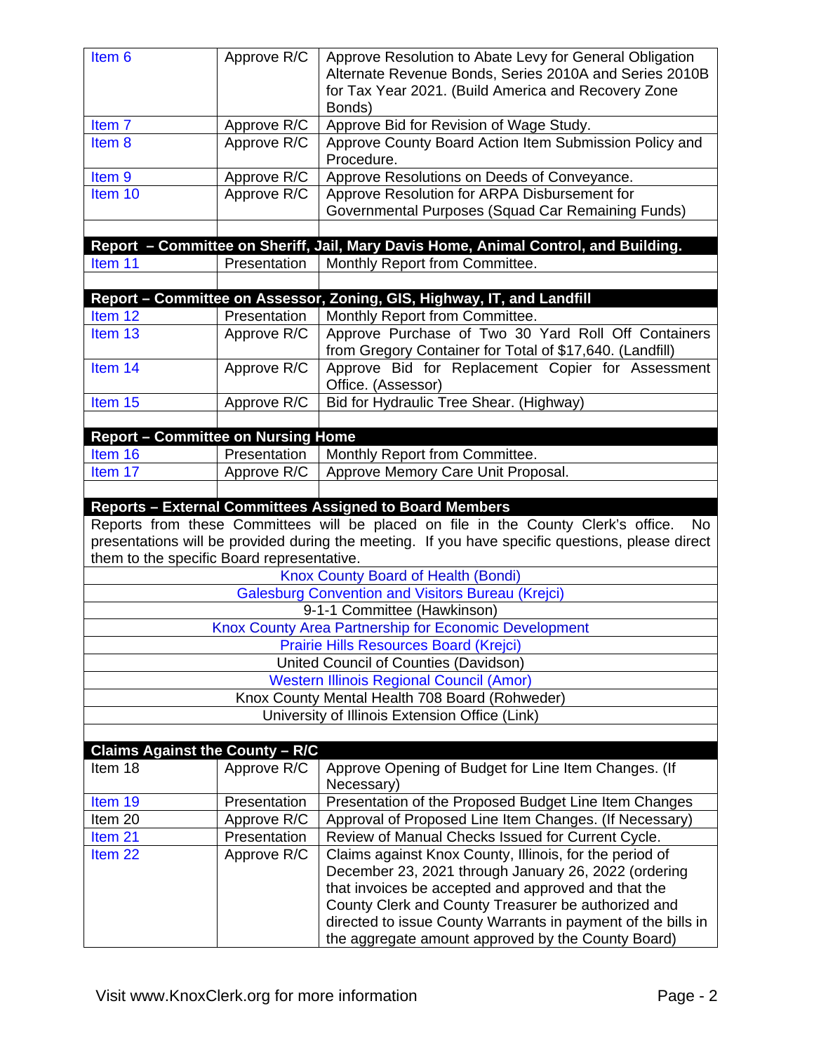| | | |
|---|---|---|
| Item 6 | Approve R/C | Approve Resolution to Abate Levy for General Obligation Alternate Revenue Bonds, Series 2010A and Series 2010B for Tax Year 2021. (Build America and Recovery Zone Bonds) |
| Item 7 | Approve R/C | Approve Bid for Revision of Wage Study. |
| Item 8 | Approve R/C | Approve County Board Action Item Submission Policy and Procedure. |
| Item 9 | Approve R/C | Approve Resolutions on Deeds of Conveyance. |
| Item 10 | Approve R/C | Approve Resolution for ARPA Disbursement for Governmental Purposes (Squad Car Remaining Funds) |
| | | |
| **Report – Committee on Sheriff, Jail, Mary Davis Home, Animal Control, and Building.** | | |
| Item 11 | Presentation | Monthly Report from Committee. |
| | | |
| **Report – Committee on Assessor, Zoning, GIS, Highway, IT, and Landfill** | | |
| Item 12 | Presentation | Monthly Report from Committee. |
| Item 13 | Approve R/C | Approve Purchase of Two 30 Yard Roll Off Containers from Gregory Container for Total of $17,640. (Landfill) |
| Item 14 | Approve R/C | Approve Bid for Replacement Copier for Assessment Office. (Assessor) |
| Item 15 | Approve R/C | Bid for Hydraulic Tree Shear. (Highway) |
| | | |
| **Report – Committee on Nursing Home** | | |
| Item 16 | Presentation | Monthly Report from Committee. |
| Item 17 | Approve R/C | Approve Memory Care Unit Proposal. |
| | | |

**Reports – External Committees Assigned to Board Members**

Reports from these Committees will be placed on file in the County Clerk's office. No presentations will be provided during the meeting. If you have specific questions, please direct them to the specific Board representative.

- Knox County Board of Health (Bondi)
- Galesburg Convention and Visitors Bureau (Krejci)
- 9-1-1 Committee (Hawkinson)
- Knox County Area Partnership for Economic Development
- Prairie Hills Resources Board (Krejci)
- United Council of Counties (Davidson)
- Western Illinois Regional Council (Amor)
- Knox County Mental Health 708 Board (Rohweder)
- University of Illinois Extension Office (Link)

| **Claims Against the County – R/C** | | |
|---|---|---|
| Item 18 | Approve R/C | Approve Opening of Budget for Line Item Changes. (If Necessary) |
| Item 19 | Presentation | Presentation of the Proposed Budget Line Item Changes |
| Item 20 | Approve R/C | Approval of Proposed Line Item Changes. (If Necessary) |
| Item 21 | Presentation | Review of Manual Checks Issued for Current Cycle. |
| Item 22 | Approve R/C | Claims against Knox County, Illinois, for the period of December 23, 2021 through January 26, 2022 (ordering that invoices be accepted and approved and that the County Clerk and County Treasurer be authorized and directed to issue County Warrants in payment of the bills in the aggregate amount approved by the County Board) |

Visit www.KnoxClerk.org for more information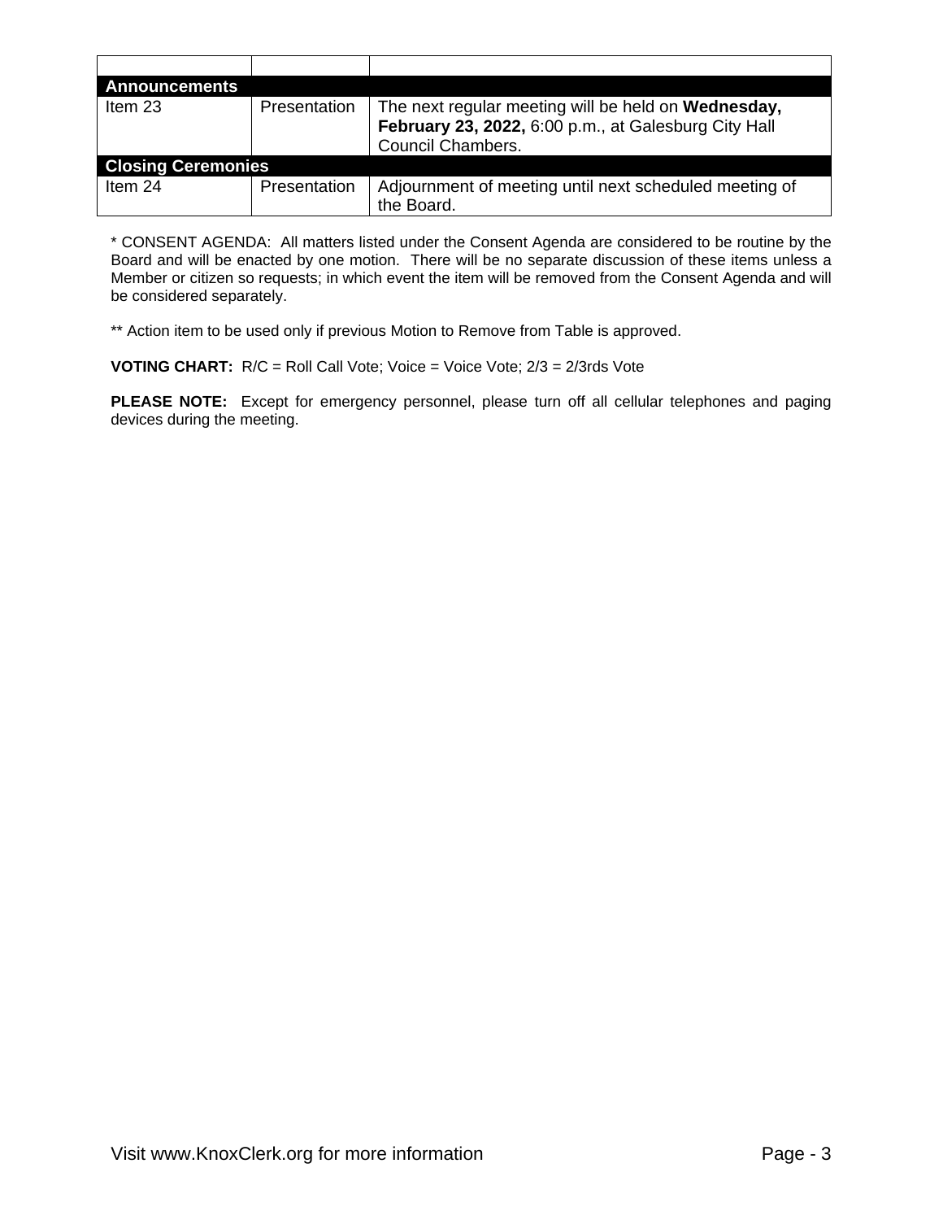| | | |
|---|---|---|
| **Announcements** | | |
| Item 23 | Presentation | The next regular meeting will be held on **Wednesday, February 23, 2022,** 6:00 p.m., at Galesburg City Hall Council Chambers. |
| **Closing Ceremonies** | | |
| Item 24 | Presentation | Adjournment of meeting until next scheduled meeting of the Board. |

* CONSENT AGENDA: All matters listed under the Consent Agenda are considered to be routine by the Board and will be enacted by one motion. There will be no separate discussion of these items unless a Member or citizen so requests; in which event the item will be removed from the Consent Agenda and will be considered separately.

** Action item to be used only if previous Motion to Remove from Table is approved.

**VOTING CHART:** R/C = Roll Call Vote; Voice = Voice Vote; 2/3 = 2/3rds Vote

**PLEASE NOTE:** Except for emergency personnel, please turn off all cellular telephones and paging devices during the meeting.

Visit www.KnoxClerk.org for more information